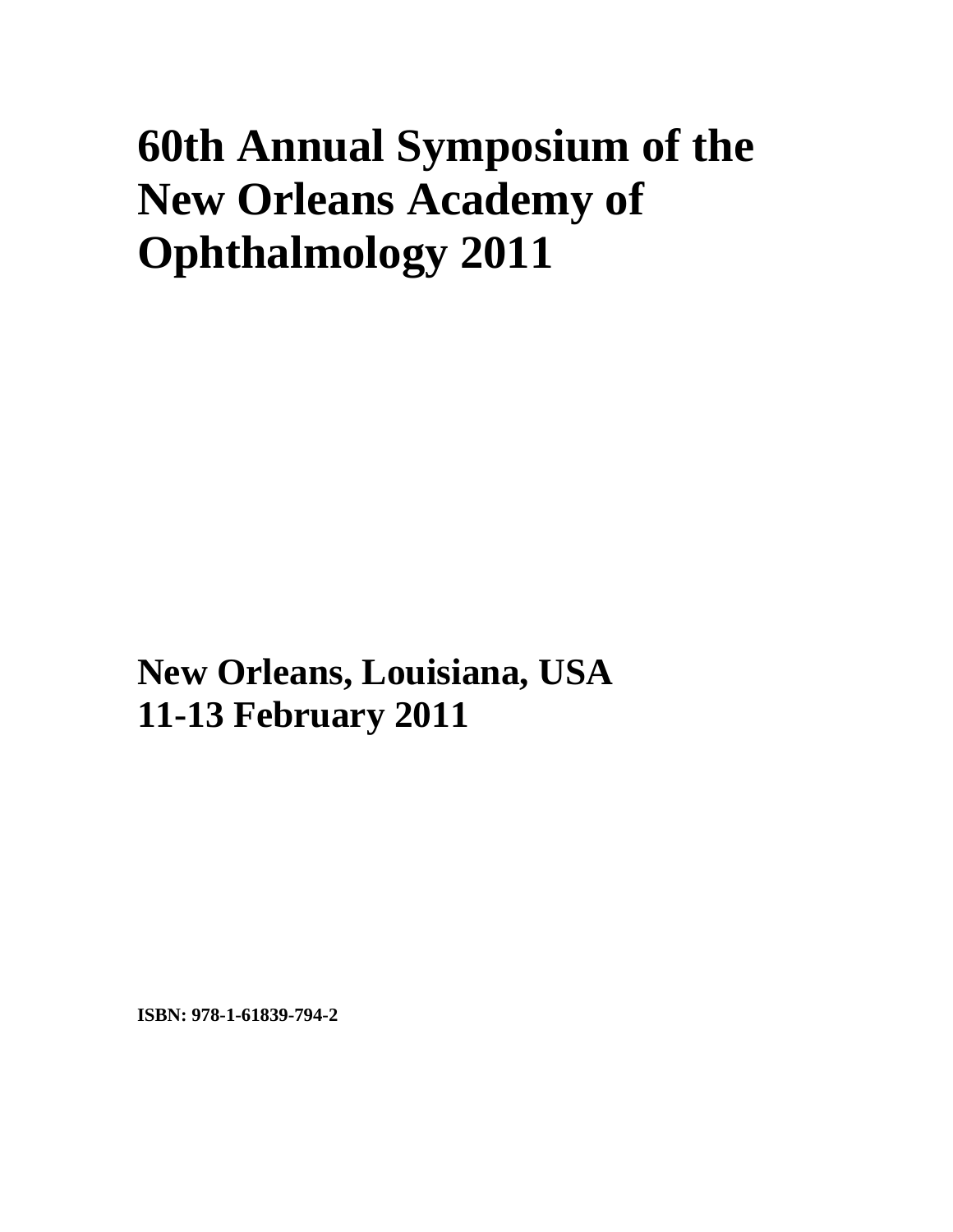# 60th Annual Symposium of the New Orleans Academy of Ophthalmology 2011

## New Orleans, Louisiana, USA
## 11-13 February 2011

**ISBN: 978-1-61839-794-2**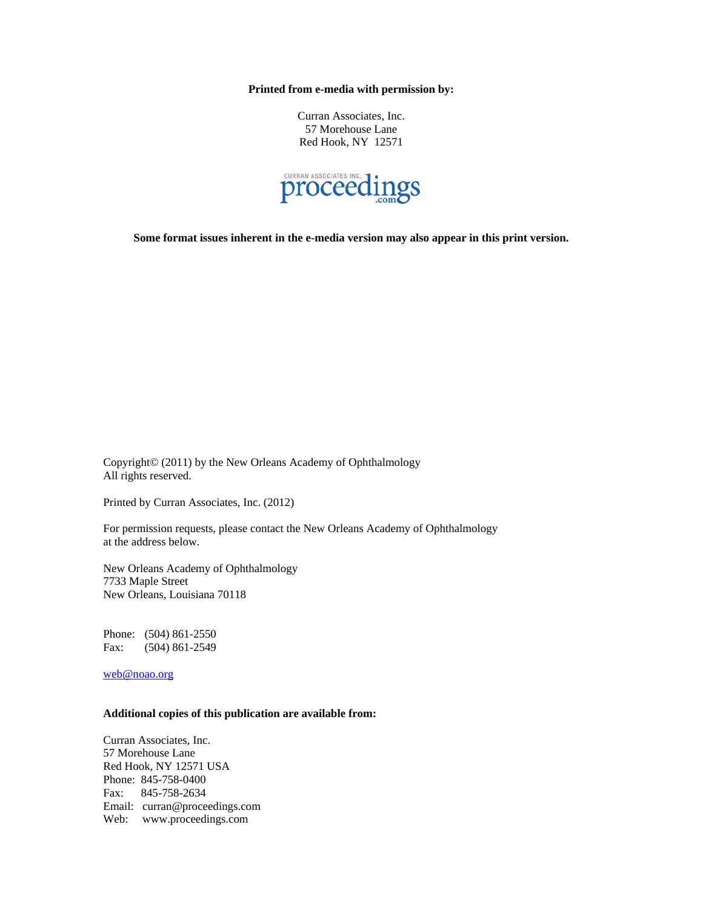**Printed from e-media with permission by:**

Curran Associates, Inc.
57 Morehouse Lane
Red Hook, NY 12571

CURRAN ASSOCIATES INC. proceedings .com

**Some format issues inherent in the e-media version may also appear in this print version.**

Copyright© (2011) by the New Orleans Academy of Ophthalmology
All rights reserved.

Printed by Curran Associates, Inc. (2012)

For permission requests, please contact the New Orleans Academy of Ophthalmology at the address below.

New Orleans Academy of Ophthalmology
7733 Maple Street
New Orleans, Louisiana 70118

Phone: (504) 861-2550
Fax: (504) 861-2549

web@noao.org

**Additional copies of this publication are available from:**

Curran Associates, Inc.
57 Morehouse Lane
Red Hook, NY 12571 USA
Phone: 845-758-0400
Fax: 845-758-2634
Email: curran@proceedings.com
Web: www.proceedings.com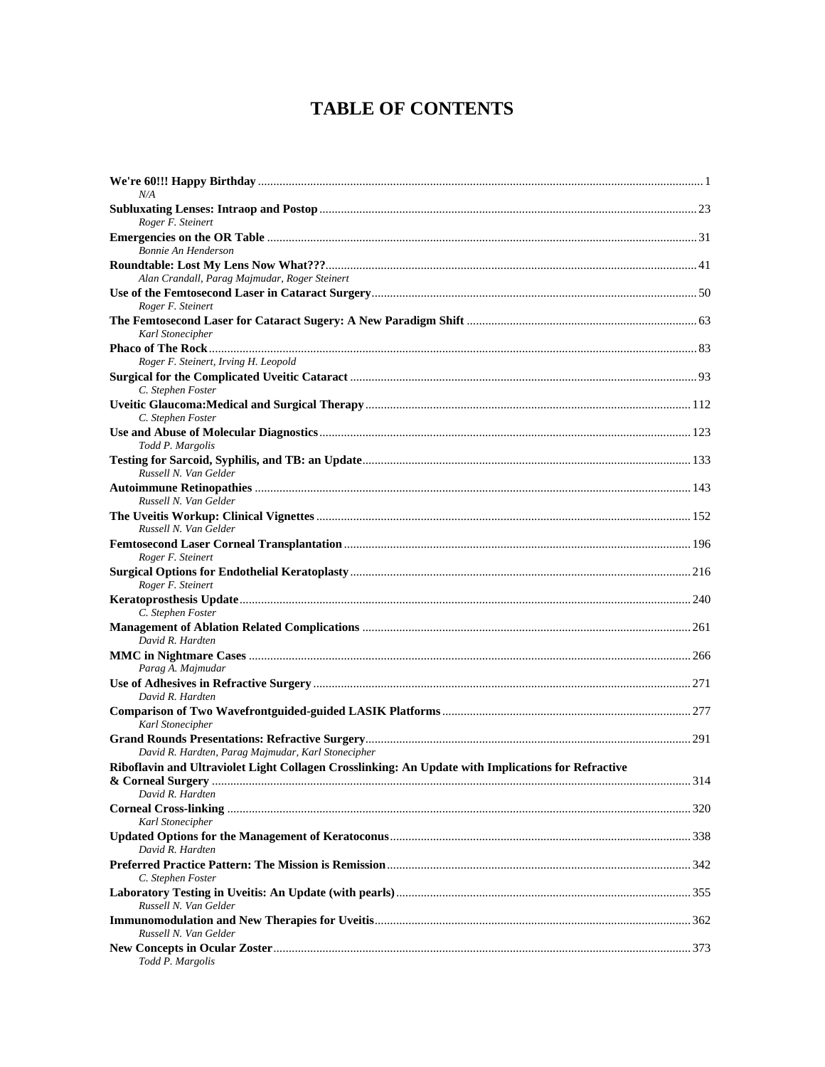# TABLE OF CONTENTS

**We're 60!!! Happy Birthday** .... 1
*N/A*

**Subluxating Lenses: Intraop and Postop** .... 23
*Roger F. Steinert*

**Emergencies on the OR Table** .... 31
*Bonnie An Henderson*

**Roundtable: Lost My Lens Now What???** .... 41
*Alan Crandall, Parag Majmudar, Roger Steinert*

**Use of the Femtosecond Laser in Cataract Surgery** .... 50
*Roger F. Steinert*

**The Femtosecond Laser for Cataract Sugery: A New Paradigm Shift** .... 63
*Karl Stonecipher*

**Phaco of The Rock** .... 83
*Roger F. Steinert, Irving H. Leopold*

**Surgical for the Complicated Uveitic Cataract** .... 93
*C. Stephen Foster*

**Uveitic Glaucoma:Medical and Surgical Therapy** .... 112
*C. Stephen Foster*

**Use and Abuse of Molecular Diagnostics** .... 123
*Todd P. Margolis*

**Testing for Sarcoid, Syphilis, and TB: an Update** .... 133
*Russell N. Van Gelder*

**Autoimmune Retinopathies** .... 143
*Russell N. Van Gelder*

**The Uveitis Workup: Clinical Vignettes** .... 152
*Russell N. Van Gelder*

**Femtosecond Laser Corneal Transplantation** .... 196
*Roger F. Steinert*

**Surgical Options for Endothelial Keratoplasty** .... 216
*Roger F. Steinert*

**Keratoprosthesis Update** .... 240
*C. Stephen Foster*

**Management of Ablation Related Complications** .... 261
*David R. Hardten*

**MMC in Nightmare Cases** .... 266
*Parag A. Majmudar*

**Use of Adhesives in Refractive Surgery** .... 271
*David R. Hardten*

**Comparison of Two Wavefrontguided-guided LASIK Platforms** .... 277
*Karl Stonecipher*

**Grand Rounds Presentations: Refractive Surgery** .... 291
*David R. Hardten, Parag Majmudar, Karl Stonecipher*

**Riboflavin and Ultraviolet Light Collagen Crosslinking: An Update with Implications for Refractive & Corneal Surgery** .... 314
*David R. Hardten*

**Corneal Cross-linking** .... 320
*Karl Stonecipher*

**Updated Options for the Management of Keratoconus** .... 338
*David R. Hardten*

**Preferred Practice Pattern: The Mission is Remission** .... 342
*C. Stephen Foster*

**Laboratory Testing in Uveitis: An Update (with pearls)** .... 355
*Russell N. Van Gelder*

**Immunomodulation and New Therapies for Uveitis** .... 362
*Russell N. Van Gelder*

**New Concepts in Ocular Zoster** .... 373
*Todd P. Margolis*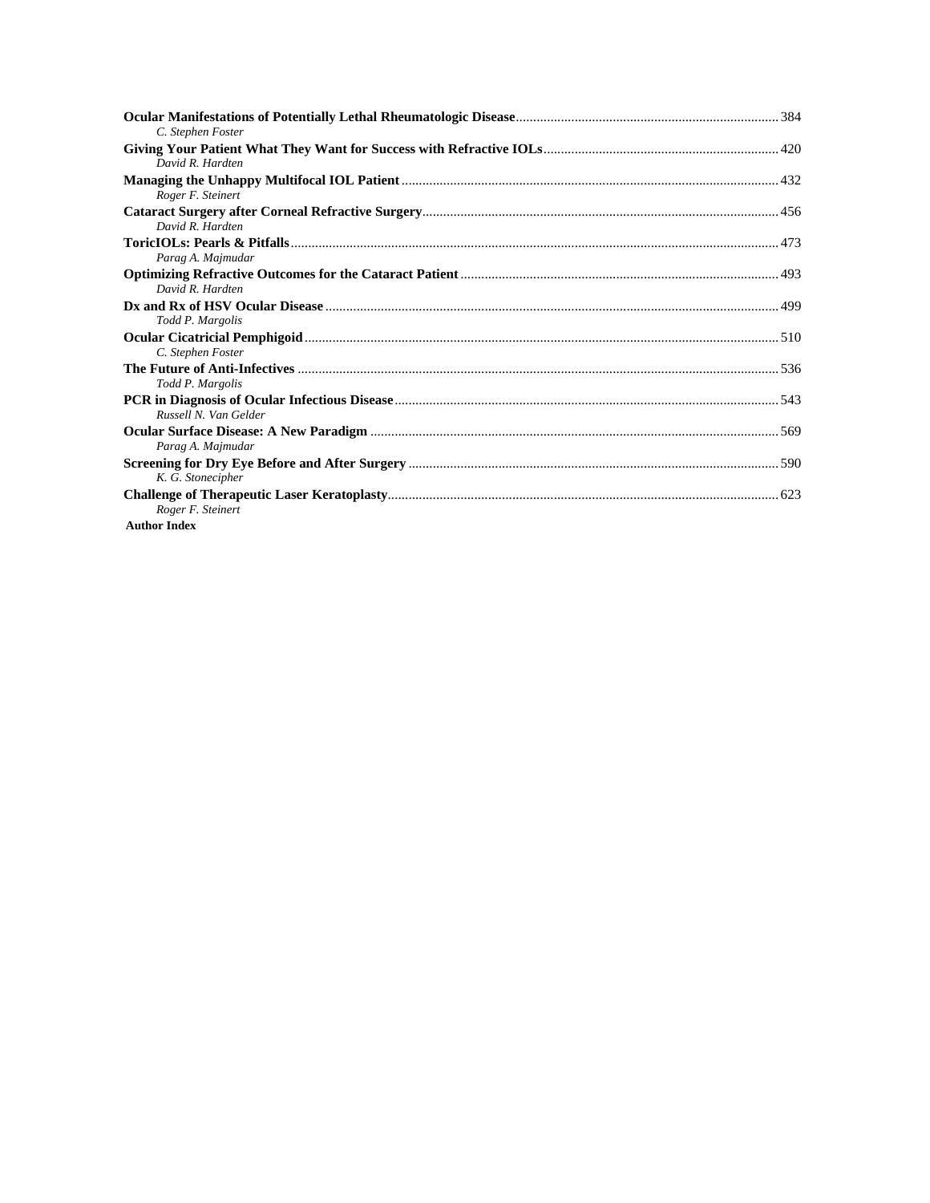**Ocular Manifestations of Potentially Lethal Rheumatologic Disease** ........ 384
*C. Stephen Foster*

**Giving Your Patient What They Want for Success with Refractive IOLs** ........ 420
*David R. Hardten*

**Managing the Unhappy Multifocal IOL Patient** ........ 432
*Roger F. Steinert*

**Cataract Surgery after Corneal Refractive Surgery** ........ 456
*David R. Hardten*

**ToricIOLs: Pearls & Pitfalls** ........ 473
*Parag A. Majmudar*

**Optimizing Refractive Outcomes for the Cataract Patient** ........ 493
*David R. Hardten*

**Dx and Rx of HSV Ocular Disease** ........ 499
*Todd P. Margolis*

**Ocular Cicatricial Pemphigoid** ........ 510
*C. Stephen Foster*

**The Future of Anti-Infectives** ........ 536
*Todd P. Margolis*

**PCR in Diagnosis of Ocular Infectious Disease** ........ 543
*Russell N. Van Gelder*

**Ocular Surface Disease: A New Paradigm** ........ 569
*Parag A. Majmudar*

**Screening for Dry Eye Before and After Surgery** ........ 590
*K. G. Stonecipher*

**Challenge of Therapeutic Laser Keratoplasty** ........ 623
*Roger F. Steinert*

**Author Index**